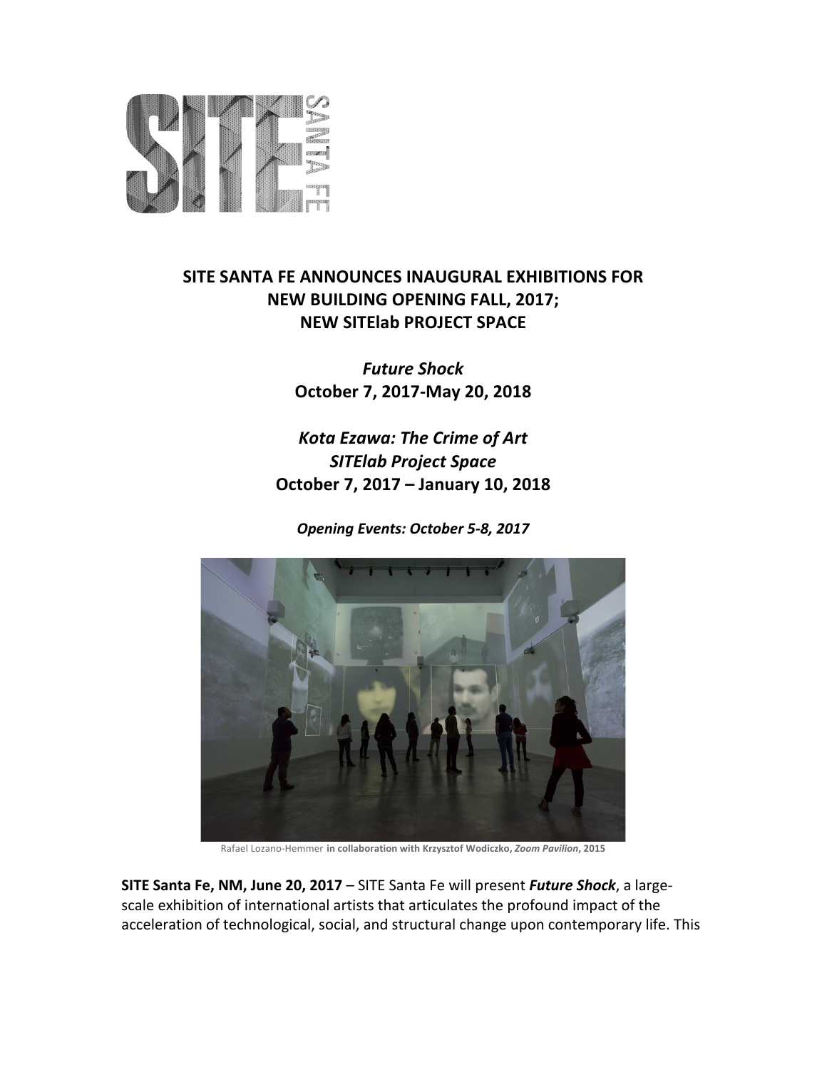# SITE SANTA FE ANNOUNCES INAUGURAL EXHIBITIONS FOR NEW BUILDING OPENING FALL, 2017; NEW SITElab PROJECT SPACE

***Future Shock***
**October 7, 2017-May 20, 2018**

***Kota Ezawa: The Crime of Art***
***SITElab Project Space***
**October 7, 2017 – January 10, 2018**

***Opening Events: October 5-8, 2017***

Rafael Lozano-Hemmer **in collaboration with Krzysztof Wodiczko, *Zoom Pavilion*, 2015**

**SITE Santa Fe, NM, June 20, 2017** – SITE Santa Fe will present ***Future Shock***, a large-scale exhibition of international artists that articulates the profound impact of the acceleration of technological, social, and structural change upon contemporary life. This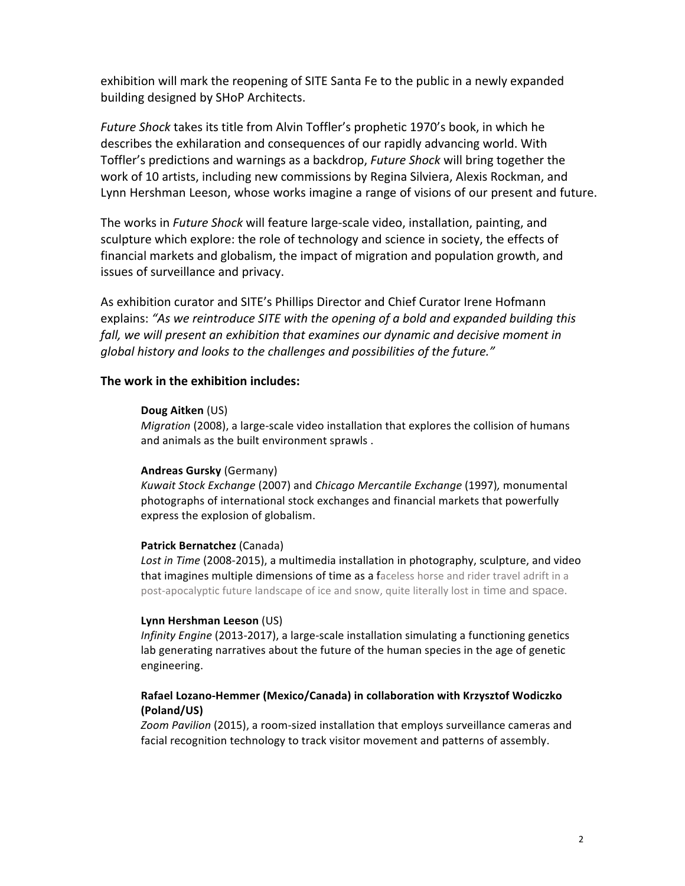exhibition will mark the reopening of SITE Santa Fe to the public in a newly expanded building designed by SHoP Architects.

*Future Shock* takes its title from Alvin Toffler's prophetic 1970's book, in which he describes the exhilaration and consequences of our rapidly advancing world. With Toffler's predictions and warnings as a backdrop, *Future Shock* will bring together the work of 10 artists, including new commissions by Regina Silviera, Alexis Rockman, and Lynn Hershman Leeson, whose works imagine a range of visions of our present and future.

The works in *Future Shock* will feature large-scale video, installation, painting, and sculpture which explore: the role of technology and science in society, the effects of financial markets and globalism, the impact of migration and population growth, and issues of surveillance and privacy.

As exhibition curator and SITE's Phillips Director and Chief Curator Irene Hofmann explains: *"As we reintroduce SITE with the opening of a bold and expanded building this fall, we will present an exhibition that examines our dynamic and decisive moment in global history and looks to the challenges and possibilities of the future."*

**The work in the exhibition includes:**

**Doug Aitken** (US)
*Migration* (2008), a large-scale video installation that explores the collision of humans and animals as the built environment sprawls .

**Andreas Gursky** (Germany)
*Kuwait Stock Exchange* (2007) and *Chicago Mercantile Exchange* (1997), monumental photographs of international stock exchanges and financial markets that powerfully express the explosion of globalism.

**Patrick Bernatchez** (Canada)
*Lost in Time* (2008-2015), a multimedia installation in photography, sculpture, and video that imagines multiple dimensions of time as a faceless horse and rider travel adrift in a post-apocalyptic future landscape of ice and snow, quite literally lost in time and space.

**Lynn Hershman Leeson** (US)
*Infinity Engine* (2013-2017), a large-scale installation simulating a functioning genetics lab generating narratives about the future of the human species in the age of genetic engineering.

**Rafael Lozano-Hemmer (Mexico/Canada) in collaboration with Krzysztof Wodiczko (Poland/US)**
*Zoom Pavilion* (2015), a room-sized installation that employs surveillance cameras and facial recognition technology to track visitor movement and patterns of assembly.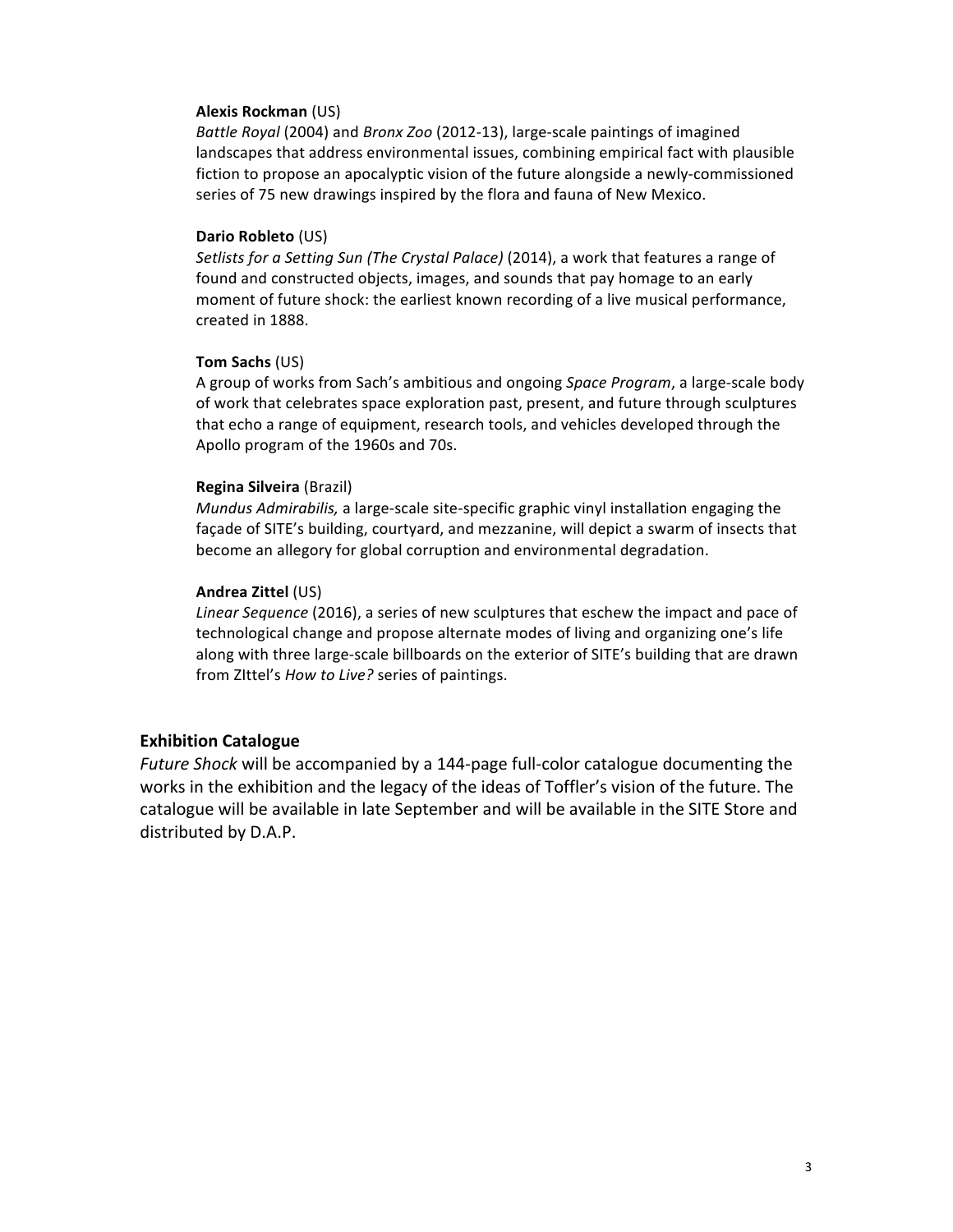**Alexis Rockman** (US)
*Battle Royal* (2004) and *Bronx Zoo* (2012-13), large-scale paintings of imagined landscapes that address environmental issues, combining empirical fact with plausible fiction to propose an apocalyptic vision of the future alongside a newly-commissioned series of 75 new drawings inspired by the flora and fauna of New Mexico.

**Dario Robleto** (US)
*Setlists for a Setting Sun (The Crystal Palace)* (2014), a work that features a range of found and constructed objects, images, and sounds that pay homage to an early moment of future shock: the earliest known recording of a live musical performance, created in 1888.

**Tom Sachs** (US)
A group of works from Sach's ambitious and ongoing *Space Program*, a large-scale body of work that celebrates space exploration past, present, and future through sculptures that echo a range of equipment, research tools, and vehicles developed through the Apollo program of the 1960s and 70s.

**Regina Silveira** (Brazil)
*Mundus Admirabilis,* a large-scale site-specific graphic vinyl installation engaging the façade of SITE's building, courtyard, and mezzanine, will depict a swarm of insects that become an allegory for global corruption and environmental degradation.

**Andrea Zittel** (US)
*Linear Sequence* (2016), a series of new sculptures that eschew the impact and pace of technological change and propose alternate modes of living and organizing one's life along with three large-scale billboards on the exterior of SITE's building that are drawn from ZIttel's *How to Live?* series of paintings.

## Exhibition Catalogue

*Future Shock* will be accompanied by a 144-page full-color catalogue documenting the works in the exhibition and the legacy of the ideas of Toffler's vision of the future. The catalogue will be available in late September and will be available in the SITE Store and distributed by D.A.P.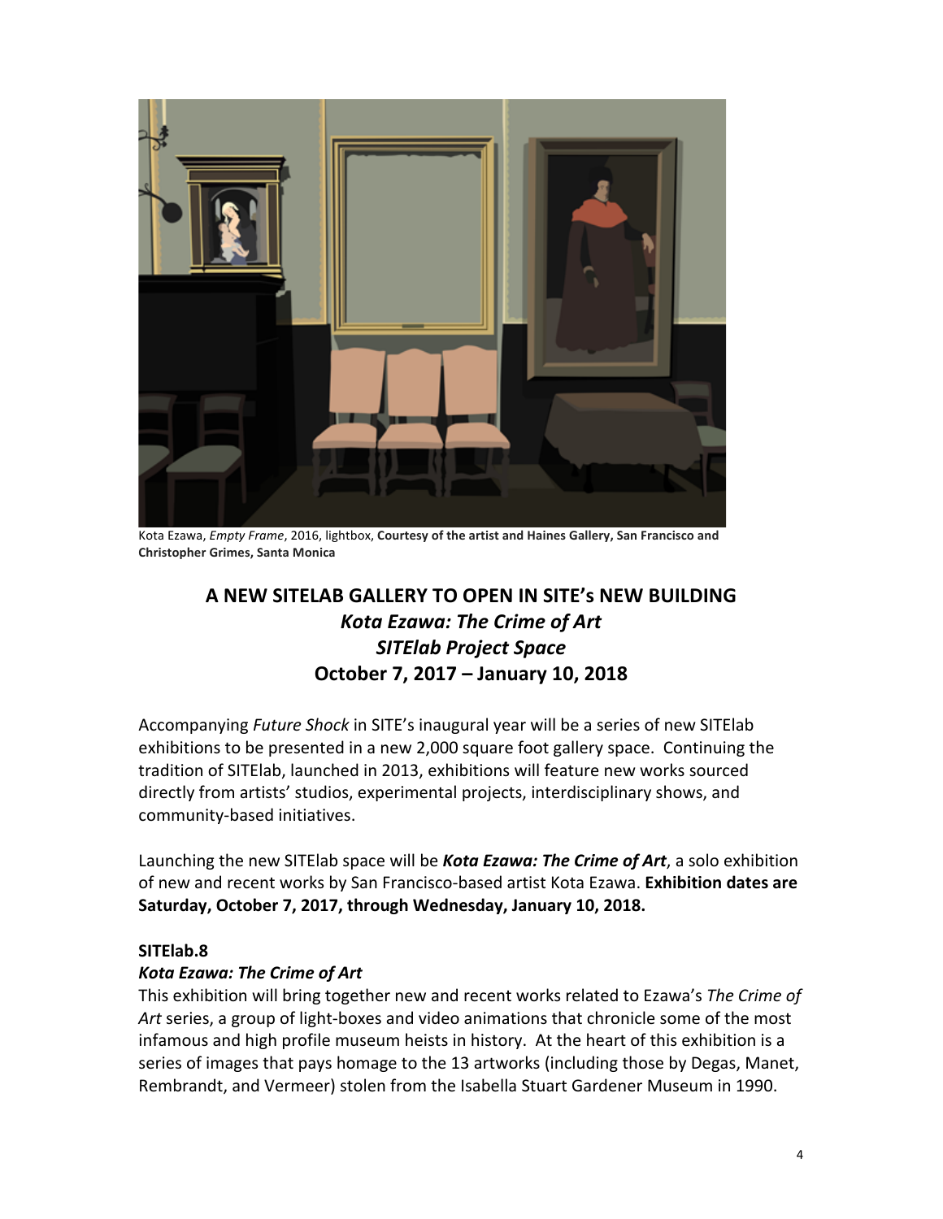Kota Ezawa, *Empty Frame*, 2016, lightbox, **Courtesy of the artist and Haines Gallery, San Francisco and Christopher Grimes, Santa Monica**

## A NEW SITELAB GALLERY TO OPEN IN SITE's NEW BUILDING
## *Kota Ezawa: The Crime of Art*
## *SITElab Project Space*
## October 7, 2017 – January 10, 2018

Accompanying *Future Shock* in SITE's inaugural year will be a series of new SITElab exhibitions to be presented in a new 2,000 square foot gallery space. Continuing the tradition of SITElab, launched in 2013, exhibitions will feature new works sourced directly from artists' studios, experimental projects, interdisciplinary shows, and community-based initiatives.

Launching the new SITElab space will be ***Kota Ezawa: The Crime of Art***, a solo exhibition of new and recent works by San Francisco-based artist Kota Ezawa. **Exhibition dates are Saturday, October 7, 2017, through Wednesday, January 10, 2018.**

**SITElab.8**
***Kota Ezawa: The Crime of Art***
This exhibition will bring together new and recent works related to Ezawa's *The Crime of Art* series, a group of light-boxes and video animations that chronicle some of the most infamous and high profile museum heists in history. At the heart of this exhibition is a series of images that pays homage to the 13 artworks (including those by Degas, Manet, Rembrandt, and Vermeer) stolen from the Isabella Stuart Gardener Museum in 1990.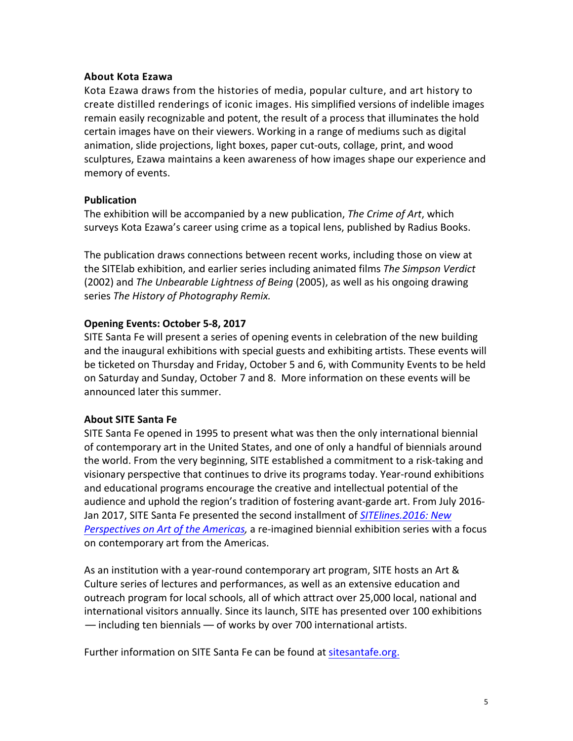**About Kota Ezawa**

Kota Ezawa draws from the histories of media, popular culture, and art history to create distilled renderings of iconic images. His simplified versions of indelible images remain easily recognizable and potent, the result of a process that illuminates the hold certain images have on their viewers. Working in a range of mediums such as digital animation, slide projections, light boxes, paper cut-outs, collage, print, and wood sculptures, Ezawa maintains a keen awareness of how images shape our experience and memory of events.

**Publication**

The exhibition will be accompanied by a new publication, *The Crime of Art*, which surveys Kota Ezawa's career using crime as a topical lens, published by Radius Books.

The publication draws connections between recent works, including those on view at the SITElab exhibition, and earlier series including animated films *The Simpson Verdict* (2002) and *The Unbearable Lightness of Being* (2005), as well as his ongoing drawing series *The History of Photography Remix.*

**Opening Events: October 5-8, 2017**

SITE Santa Fe will present a series of opening events in celebration of the new building and the inaugural exhibitions with special guests and exhibiting artists. These events will be ticketed on Thursday and Friday, October 5 and 6, with Community Events to be held on Saturday and Sunday, October 7 and 8. More information on these events will be announced later this summer.

**About SITE Santa Fe**

SITE Santa Fe opened in 1995 to present what was then the only international biennial of contemporary art in the United States, and one of only a handful of biennials around the world. From the very beginning, SITE established a commitment to a risk-taking and visionary perspective that continues to drive its programs today. Year-round exhibitions and educational programs encourage the creative and intellectual potential of the audience and uphold the region's tradition of fostering avant-garde art. From July 2016-Jan 2017, SITE Santa Fe presented the second installment of *SITElines.2016: New Perspectives on Art of the Americas*, a re-imagined biennial exhibition series with a focus on contemporary art from the Americas.

As an institution with a year-round contemporary art program, SITE hosts an Art & Culture series of lectures and performances, as well as an extensive education and outreach program for local schools, all of which attract over 25,000 local, national and international visitors annually. Since its launch, SITE has presented over 100 exhibitions — including ten biennials — of works by over 700 international artists.

Further information on SITE Santa Fe can be found at sitesantafe.org.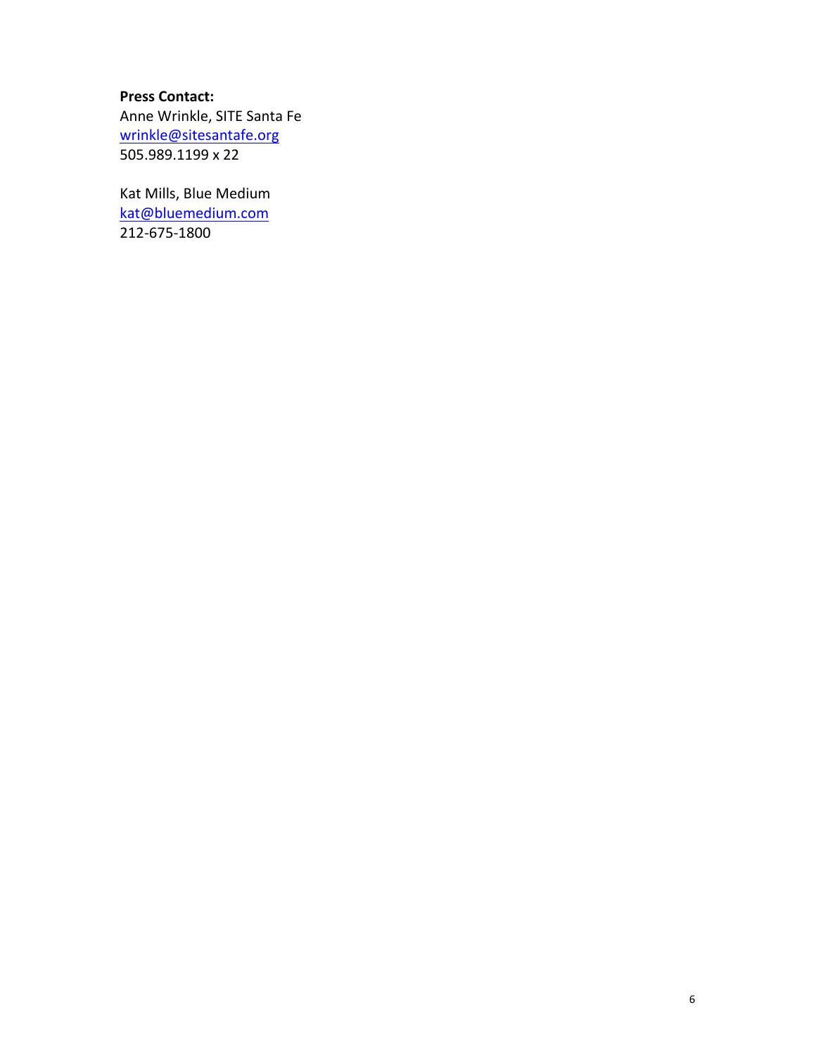**Press Contact:**
Anne Wrinkle, SITE Santa Fe
wrinkle@sitesantafe.org
505.989.1199 x 22

Kat Mills, Blue Medium
kat@bluemedium.com
212-675-1800